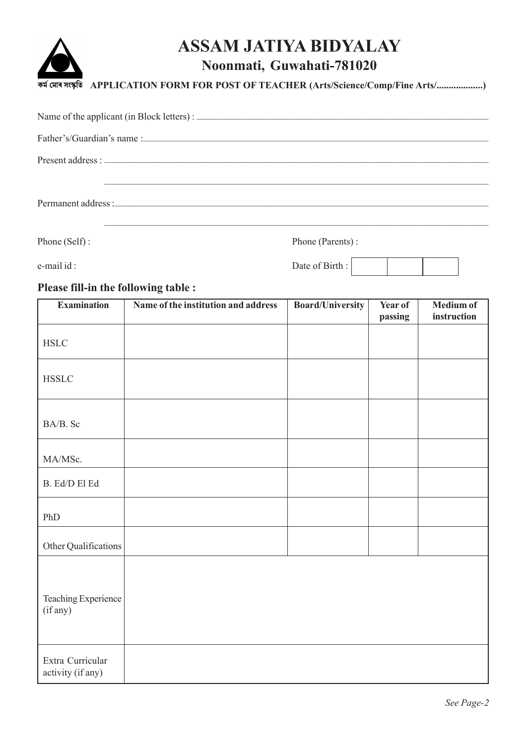# ASSAM JATIYA BIDYALAY

## Noonmati, Guwahati-781020

কৰ্ম মোৰ সংস্কৃতি **APPLICATION FORM FOR POST OF TEACHER (Arts/Science/Comp/Fine Arts/..................)**

Name of the applicant (in Block letters) : ______________________________

Father's/Guardian's name : ______________________________

Present address : ______________________________

______________________________

Permanent address : ______________________________

______________________________

Phone (Self) : Phone (Parents) :

e-mail id : Date of Birth : |  |  |  |

### Please fill-in the following table :

| Examination | Name of the institution and address | Board/University | Year of passing | Medium of instruction |
|---|---|---|---|---|
| HSLC | | | | |
| HSSLC | | | | |
| BA/B. Sc | | | | |
| MA/MSc. | | | | |
| B. Ed/D El Ed | | | | |
| PhD | | | | |
| Other Qualifications | | | | |
| Teaching Experience (if any) | | | | |
| Extra Curricular activity (if any) | | | | |

*See Page-2*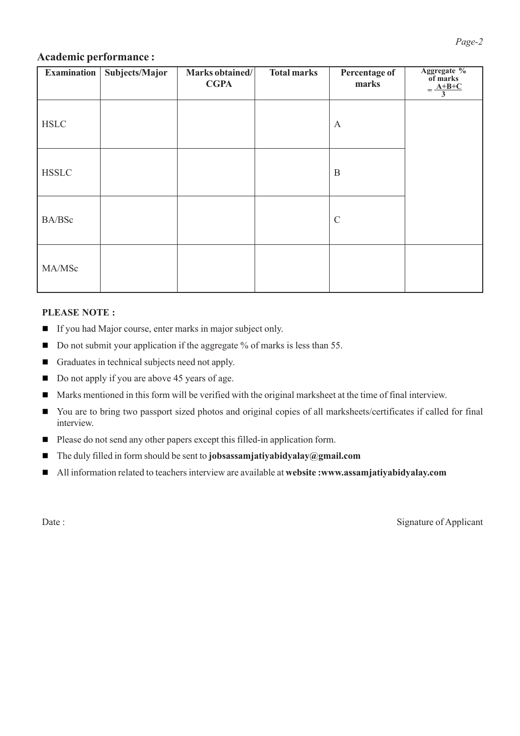## Academic performance :

| Examination | Subjects/Major | Marks obtained/ CGPA | Total marks | Percentage of marks | Aggregate % of marks $= \frac{A+B+C}{3}$ |
|---|---|---|---|---|---|
| HSLC | | | | A | |
| HSSLC | | | | B | |
| BA/BSc | | | | C | |
| MA/MSc | | | | | |

**PLEASE NOTE :**

- If you had Major course, enter marks in major subject only.
- Do not submit your application if the aggregate % of marks is less than 55.
- Graduates in technical subjects need not apply.
- Do not apply if you are above 45 years of age.
- Marks mentioned in this form will be verified with the original marksheet at the time of final interview.
- You are to bring two passport sized photos and original copies of all marksheets/certificates if called for final interview.
- Please do not send any other papers except this filled-in application form.
- The duly filled in form should be sent to **jobsassamjatiyabidyalay@gmail.com**
- All information related to teachers interview are available at **website :www.assamjatiyabidyalay.com**

Date :

Signature of Applicant